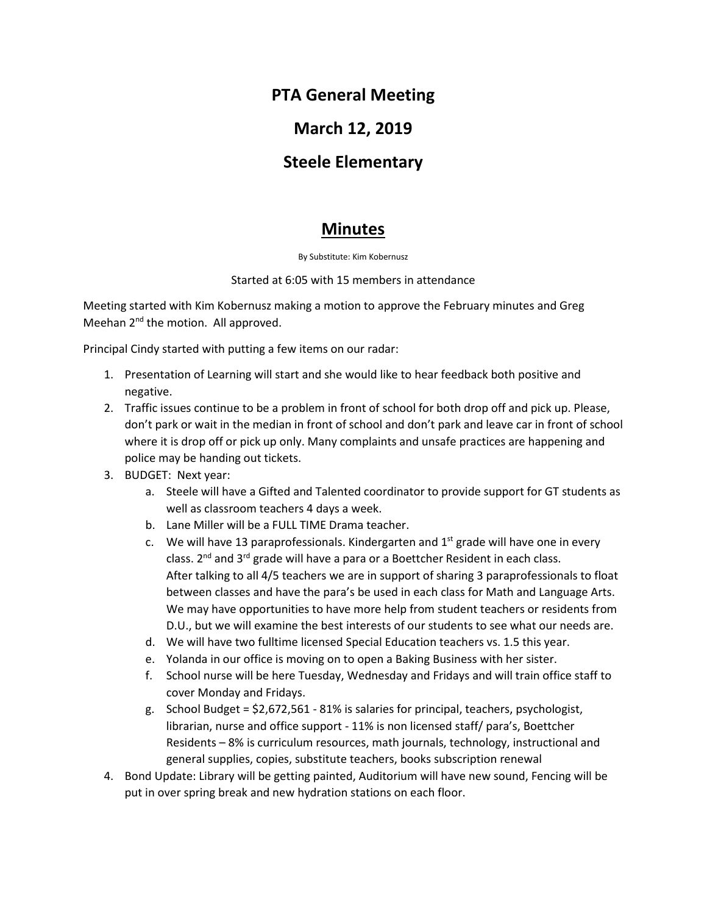# PTA General Meeting

# March 12, 2019

# Steele Elementary

## Minutes

By Substitute: Kim Kobernusz

Started at 6:05 with 15 members in attendance

Meeting started with Kim Kobernusz making a motion to approve the February minutes and Greg Meehan 2nd the motion. All approved.

Principal Cindy started with putting a few items on our radar:

1. Presentation of Learning will start and she would like to hear feedback both positive and negative.
2. Traffic issues continue to be a problem in front of school for both drop off and pick up. Please, don't park or wait in the median in front of school and don't park and leave car in front of school where it is drop off or pick up only. Many complaints and unsafe practices are happening and police may be handing out tickets.
3. BUDGET: Next year:
   a. Steele will have a Gifted and Talented coordinator to provide support for GT students as well as classroom teachers 4 days a week.
   b. Lane Miller will be a FULL TIME Drama teacher.
   c. We will have 13 paraprofessionals. Kindergarten and 1st grade will have one in every class. 2nd and 3rd grade will have a para or a Boettcher Resident in each class.
      After talking to all 4/5 teachers we are in support of sharing 3 paraprofessionals to float between classes and have the para's be used in each class for Math and Language Arts. We may have opportunities to have more help from student teachers or residents from D.U., but we will examine the best interests of our students to see what our needs are.
   d. We will have two fulltime licensed Special Education teachers vs. 1.5 this year.
   e. Yolanda in our office is moving on to open a Baking Business with her sister.
   f. School nurse will be here Tuesday, Wednesday and Fridays and will train office staff to cover Monday and Fridays.
   g. School Budget = $2,672,561 - 81% is salaries for principal, teachers, psychologist, librarian, nurse and office support - 11% is non licensed staff/ para's, Boettcher Residents – 8% is curriculum resources, math journals, technology, instructional and general supplies, copies, substitute teachers, books subscription renewal
4. Bond Update: Library will be getting painted, Auditorium will have new sound, Fencing will be put in over spring break and new hydration stations on each floor.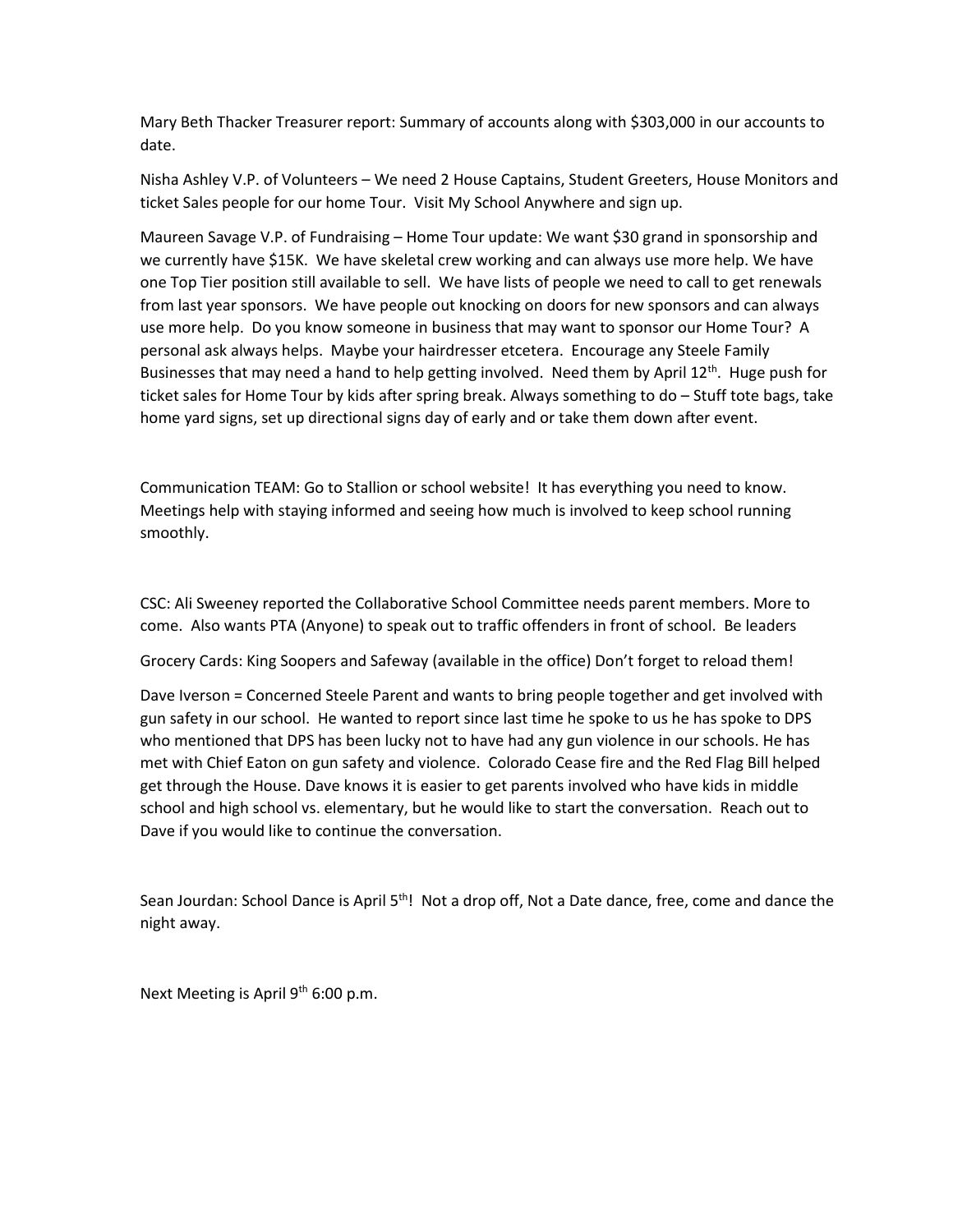Mary Beth Thacker Treasurer report: Summary of accounts along with $303,000 in our accounts to date.

Nisha Ashley V.P. of Volunteers – We need 2 House Captains, Student Greeters, House Monitors and ticket Sales people for our home Tour. Visit My School Anywhere and sign up.

Maureen Savage V.P. of Fundraising – Home Tour update: We want $30 grand in sponsorship and we currently have $15K. We have skeletal crew working and can always use more help. We have one Top Tier position still available to sell. We have lists of people we need to call to get renewals from last year sponsors. We have people out knocking on doors for new sponsors and can always use more help. Do you know someone in business that may want to sponsor our Home Tour? A personal ask always helps. Maybe your hairdresser etcetera. Encourage any Steele Family Businesses that may need a hand to help getting involved. Need them by April 12th. Huge push for ticket sales for Home Tour by kids after spring break. Always something to do – Stuff tote bags, take home yard signs, set up directional signs day of early and or take them down after event.

Communication TEAM: Go to Stallion or school website! It has everything you need to know. Meetings help with staying informed and seeing how much is involved to keep school running smoothly.

CSC: Ali Sweeney reported the Collaborative School Committee needs parent members. More to come. Also wants PTA (Anyone) to speak out to traffic offenders in front of school. Be leaders

Grocery Cards: King Soopers and Safeway (available in the office) Don't forget to reload them!

Dave Iverson = Concerned Steele Parent and wants to bring people together and get involved with gun safety in our school. He wanted to report since last time he spoke to us he has spoke to DPS who mentioned that DPS has been lucky not to have had any gun violence in our schools. He has met with Chief Eaton on gun safety and violence. Colorado Cease fire and the Red Flag Bill helped get through the House. Dave knows it is easier to get parents involved who have kids in middle school and high school vs. elementary, but he would like to start the conversation. Reach out to Dave if you would like to continue the conversation.

Sean Jourdan: School Dance is April 5th! Not a drop off, Not a Date dance, free, come and dance the night away.

Next Meeting is April 9th 6:00 p.m.